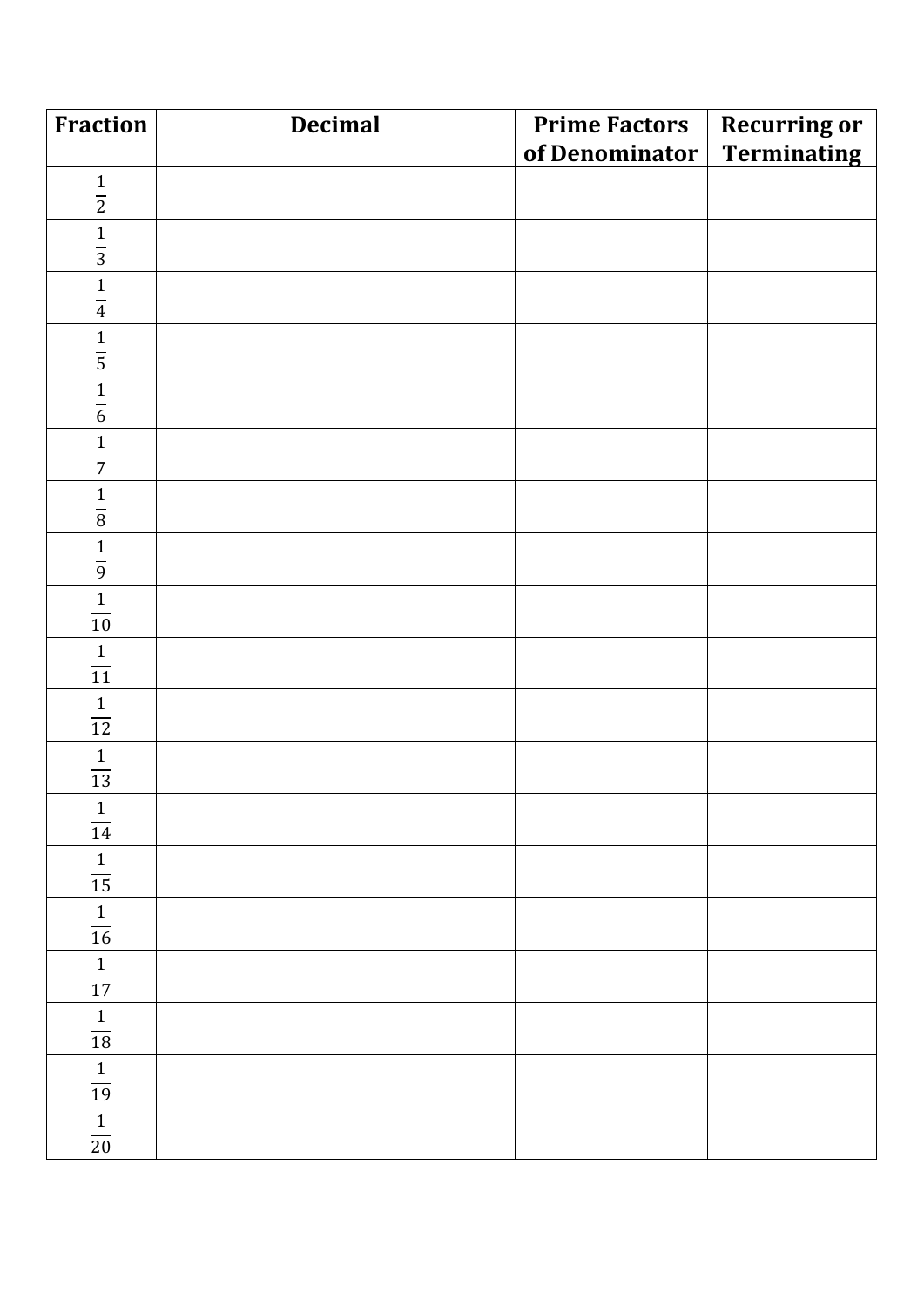| Fraction | Decimal | Prime Factors of Denominator | Recurring or Terminating |
|---|---|---|---|
| $\frac{1}{2}$ | | | |
| $\frac{1}{3}$ | | | |
| $\frac{1}{4}$ | | | |
| $\frac{1}{5}$ | | | |
| $\frac{1}{6}$ | | | |
| $\frac{1}{7}$ | | | |
| $\frac{1}{8}$ | | | |
| $\frac{1}{9}$ | | | |
| $\frac{1}{10}$ | | | |
| $\frac{1}{11}$ | | | |
| $\frac{1}{12}$ | | | |
| $\frac{1}{13}$ | | | |
| $\frac{1}{14}$ | | | |
| $\frac{1}{15}$ | | | |
| $\frac{1}{16}$ | | | |
| $\frac{1}{17}$ | | | |
| $\frac{1}{18}$ | | | |
| $\frac{1}{19}$ | | | |
| $\frac{1}{20}$ | | | |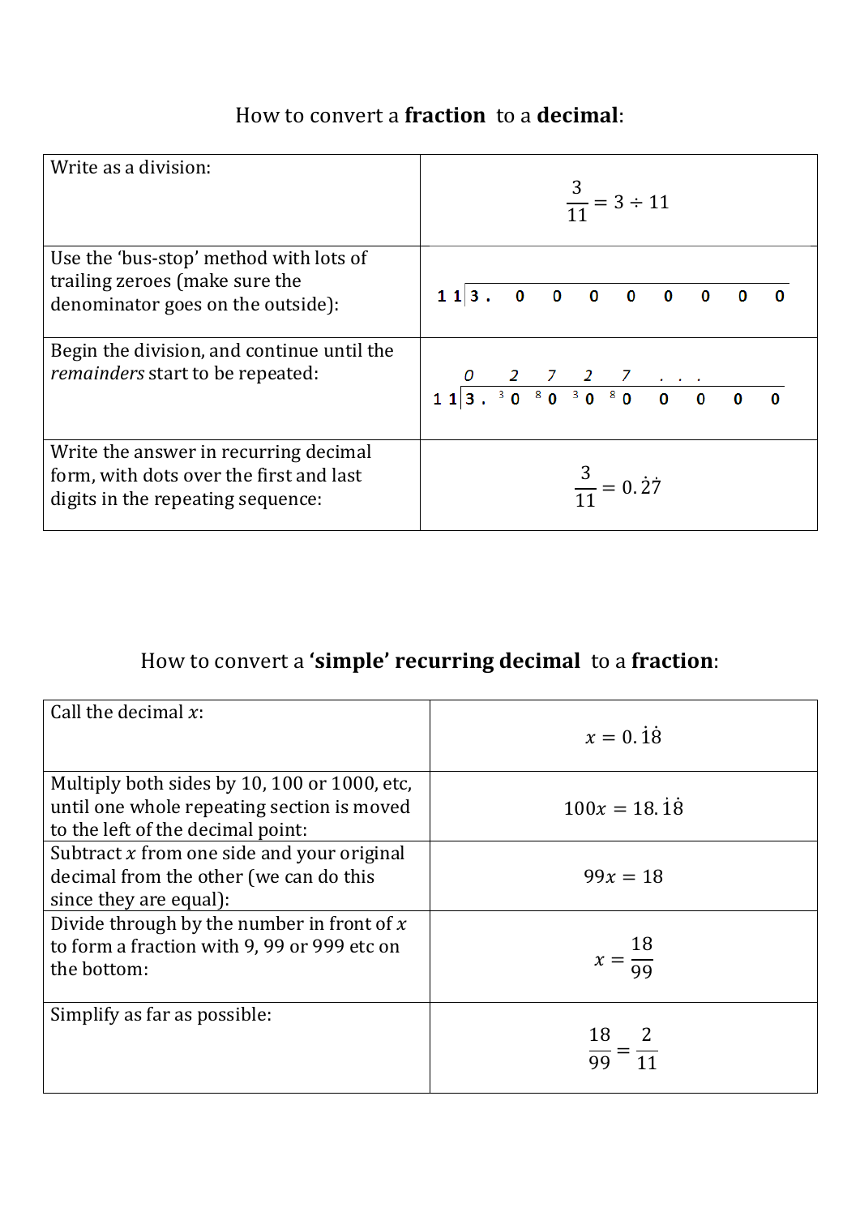## How to convert a **fraction** to a **decimal**:

| | |
|---|---|
| Write as a division: | $\frac{3}{11} = 3 \div 11$ |
| Use the 'bus-stop' method with lots of trailing zeroes (make sure the denominator goes on the outside): | $11 \overline{)3.\ 0\ 0\ 0\ 0\ 0\ 0\ 0\ 0}$ |
| Begin the division, and continue until the *remainders* start to be repeated: | $\begin{array}{r} 0\ .\ 2\ \ 7\ \ 2\ \ 7\ \ldots \\ 11 \overline{)3.\ {}^{3}0\ {}^{8}0\ {}^{3}0\ {}^{8}0\ 0\ 0\ 0\ 0} \end{array}$ |
| Write the answer in recurring decimal form, with dots over the first and last digits in the repeating sequence: | $\frac{3}{11} = 0.\dot{2}\dot{7}$ |

## How to convert a **'simple' recurring decimal** to a **fraction**:

| | |
|---|---|
| Call the decimal $x$: | $x = 0.\dot{1}\dot{8}$ |
| Multiply both sides by 10, 100 or 1000, etc, until one whole repeating section is moved to the left of the decimal point: | $100x = 18.\dot{1}\dot{8}$ |
| Subtract $x$ from one side and your original decimal from the other (we can do this since they are equal): | $99x = 18$ |
| Divide through by the number in front of $x$ to form a fraction with 9, 99 or 999 etc on the bottom: | $x = \frac{18}{99}$ |
| Simplify as far as possible: | $\frac{18}{99} = \frac{2}{11}$ |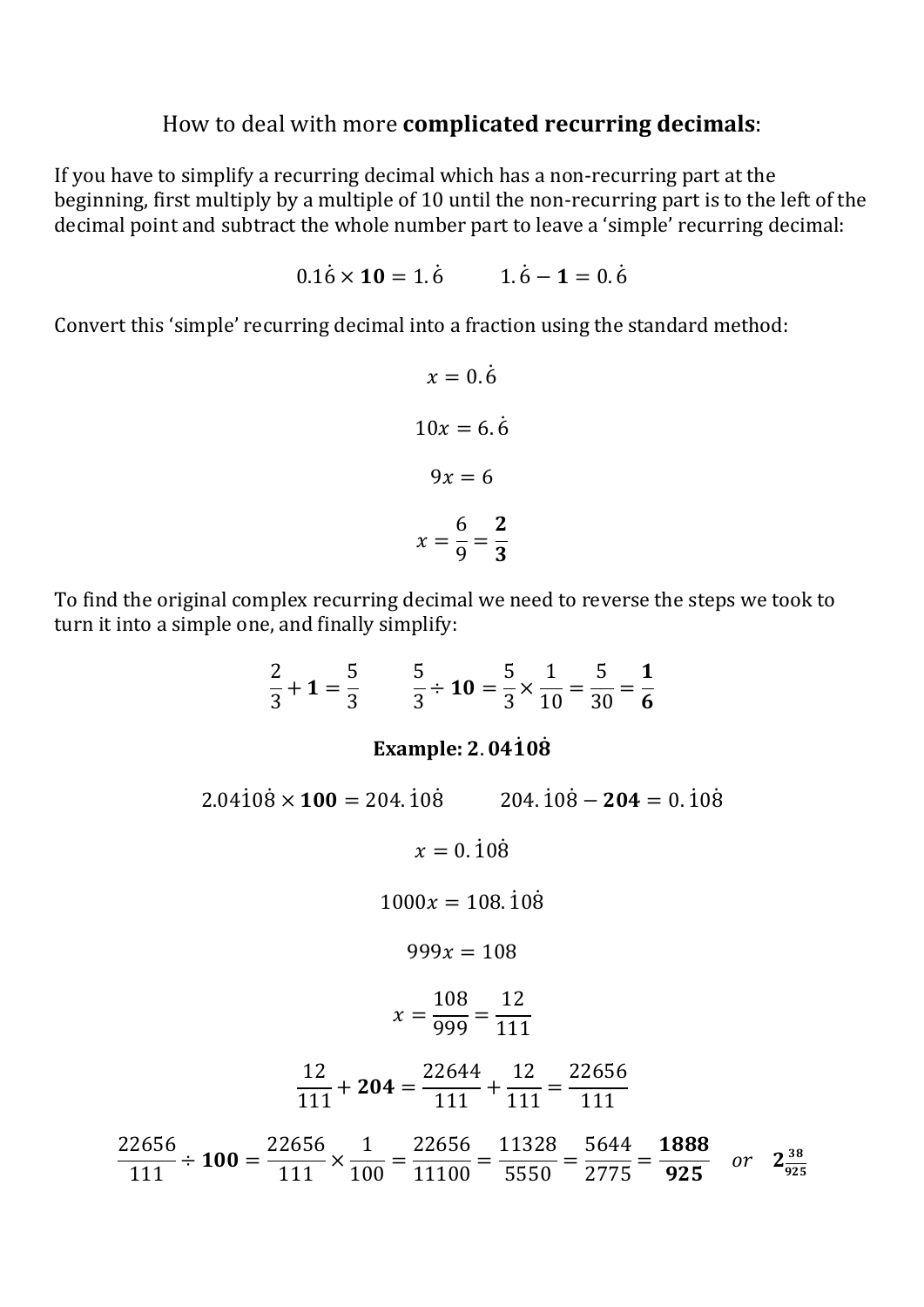How to deal with more **complicated recurring decimals**:

If you have to simplify a recurring decimal which has a non-recurring part at the beginning, first multiply by a multiple of 10 until the non-recurring part is to the left of the decimal point and subtract the whole number part to leave a 'simple' recurring decimal:

$$0.1\dot{6} \times \mathbf{10} = 1.\dot{6} \qquad 1.\dot{6} - \mathbf{1} = 0.\dot{6}$$

Convert this 'simple' recurring decimal into a fraction using the standard method:

$$x = 0.\dot{6}$$

$$10x = 6.\dot{6}$$

$$9x = 6$$

$$x = \frac{6}{9} = \mathbf{\frac{2}{3}}$$

To find the original complex recurring decimal we need to reverse the steps we took to turn it into a simple one, and finally simplify:

$$\frac{2}{3} + \mathbf{1} = \frac{5}{3} \qquad \frac{5}{3} \div \mathbf{10} = \frac{5}{3} \times \frac{1}{10} = \frac{5}{30} = \mathbf{\frac{1}{6}}$$

**Example: $\mathbf{2.04\dot{1}0\dot{8}}$**

$$2.04\dot{1}0\dot{8} \times \mathbf{100} = 204.\dot{1}0\dot{8} \qquad 204.\dot{1}0\dot{8} - \mathbf{204} = 0.\dot{1}0\dot{8}$$

$$x = 0.\dot{1}0\dot{8}$$

$$1000x = 108.\dot{1}0\dot{8}$$

$$999x = 108$$

$$x = \frac{108}{999} = \frac{12}{111}$$

$$\frac{12}{111} + \mathbf{204} = \frac{22644}{111} + \frac{12}{111} = \frac{22656}{111}$$

$$\frac{22656}{111} \div \mathbf{100} = \frac{22656}{111} \times \frac{1}{100} = \frac{22656}{11100} = \frac{11328}{5550} = \frac{5644}{2775} = \mathbf{\frac{1888}{925}} \quad or \quad \mathbf{2\tfrac{38}{925}}$$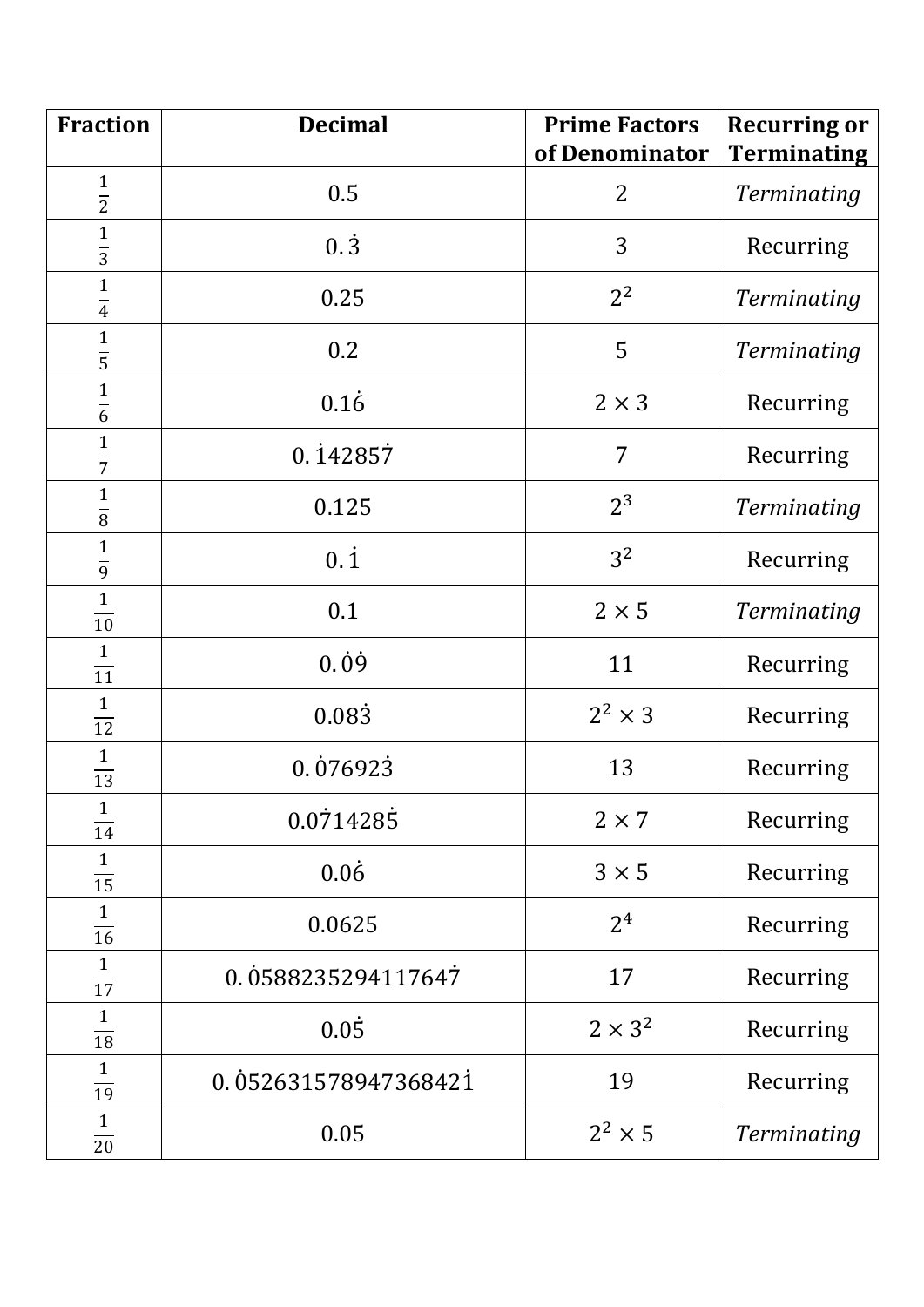| Fraction | Decimal | Prime Factors of Denominator | Recurring or Terminating |
|---|---|---|---|
| $\frac{1}{2}$ | $0.5$ | $2$ | *Terminating* |
| $\frac{1}{3}$ | $0.\dot{3}$ | $3$ | Recurring |
| $\frac{1}{4}$ | $0.25$ | $2^2$ | *Terminating* |
| $\frac{1}{5}$ | $0.2$ | $5$ | *Terminating* |
| $\frac{1}{6}$ | $0.1\dot{6}$ | $2 \times 3$ | Recurring |
| $\frac{1}{7}$ | $0.\dot{1}4285\dot{7}$ | $7$ | Recurring |
| $\frac{1}{8}$ | $0.125$ | $2^3$ | *Terminating* |
| $\frac{1}{9}$ | $0.\dot{1}$ | $3^2$ | Recurring |
| $\frac{1}{10}$ | $0.1$ | $2 \times 5$ | *Terminating* |
| $\frac{1}{11}$ | $0.\dot{0}\dot{9}$ | $11$ | Recurring |
| $\frac{1}{12}$ | $0.08\dot{3}$ | $2^2 \times 3$ | Recurring |
| $\frac{1}{13}$ | $0.\dot{0}7692\dot{3}$ | $13$ | Recurring |
| $\frac{1}{14}$ | $0.0\dot{7}1428\dot{5}$ | $2 \times 7$ | Recurring |
| $\frac{1}{15}$ | $0.0\dot{6}$ | $3 \times 5$ | Recurring |
| $\frac{1}{16}$ | $0.0625$ | $2^4$ | Recurring |
| $\frac{1}{17}$ | $0.\dot{0}58823529411764\dot{7}$ | $17$ | Recurring |
| $\frac{1}{18}$ | $0.0\dot{5}$ | $2 \times 3^2$ | Recurring |
| $\frac{1}{19}$ | $0.\dot{0}5263157894736842\dot{1}$ | $19$ | Recurring |
| $\frac{1}{20}$ | $0.05$ | $2^2 \times 5$ | *Terminating* |